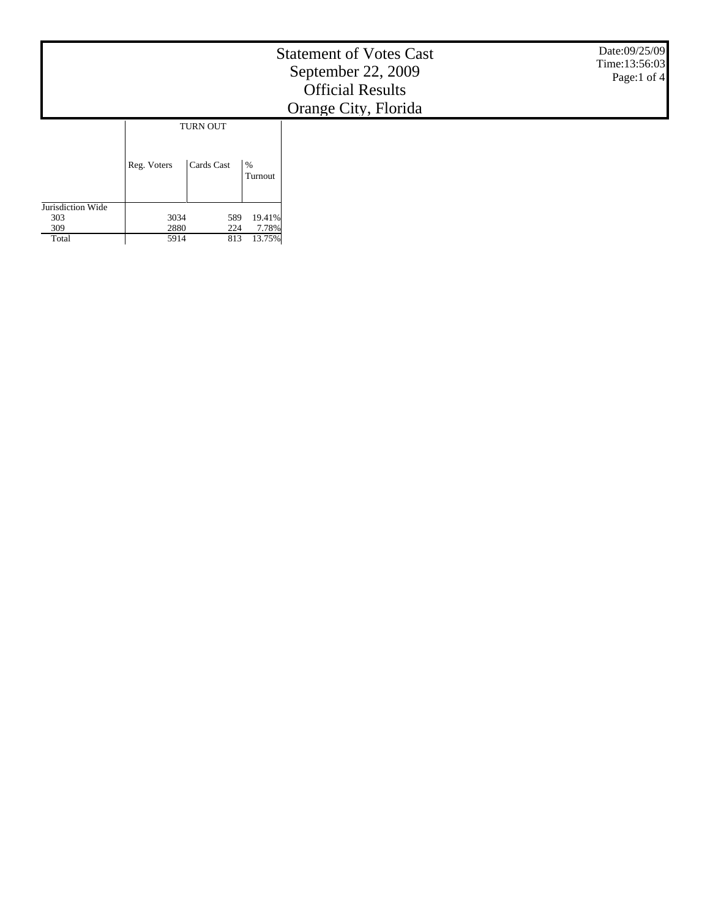# Statement of Votes Cast
## September 22, 2009
## Official Results
## Orange City, Florida

Date:09/25/09
Time:13:56:03

| | TURN OUT | | |
|---|---|---|---|
| | Reg. Voters | Cards Cast | % Turnout |
| Jurisdiction Wide | | | |
| 303 | 3034 | 589 | 19.41% |
| 309 | 2880 | 224 | 7.78% |
| Total | 5914 | 813 | 13.75% |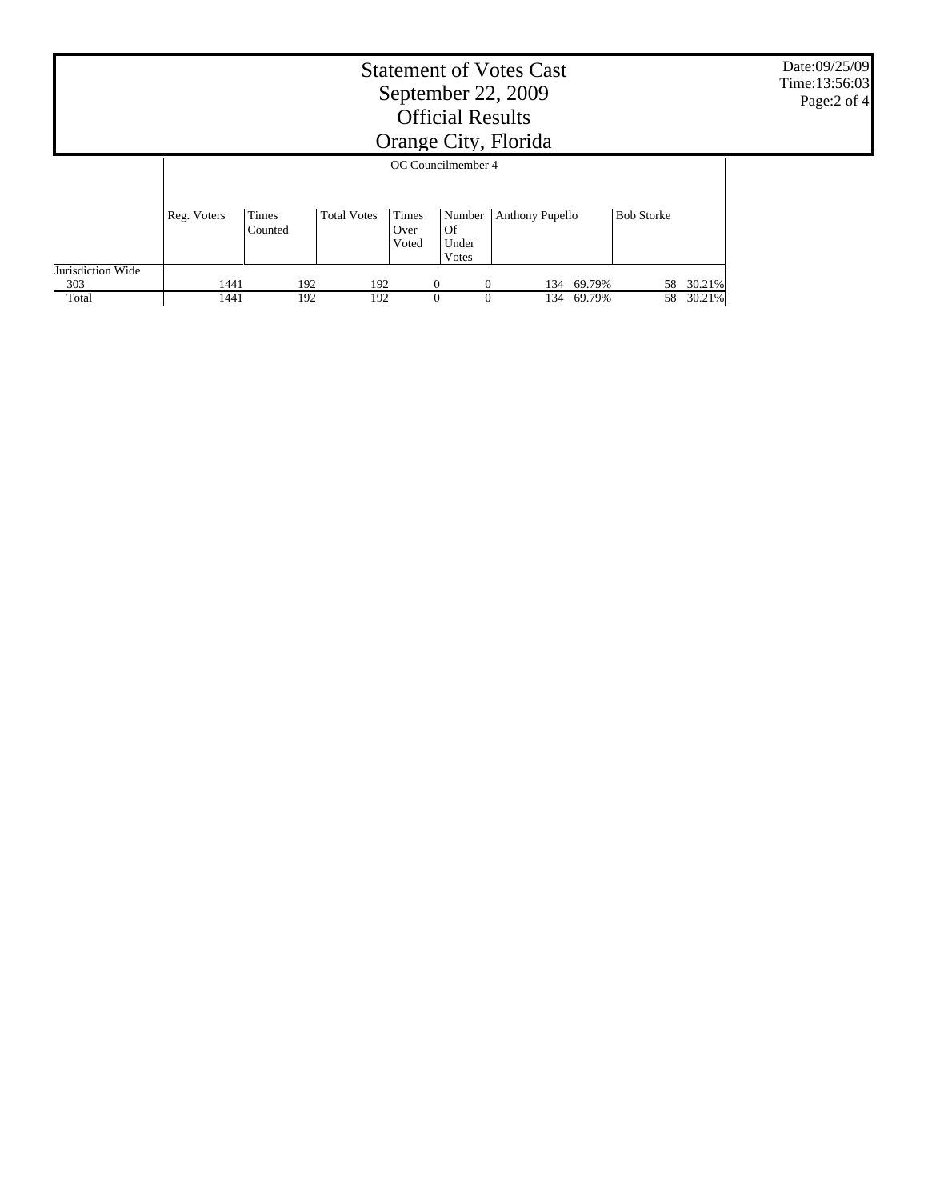# Statement of Votes Cast
## September 22, 2009
## Official Results
## Orange City, Florida

Date:09/25/09
Time:13:56:03

OC Councilmember 4

| | Reg. Voters | Times Counted | Total Votes | Times Over Voted | Number Of Under Votes | Anthony Pupello | | Bob Storke | |
|---|---|---|---|---|---|---|---|---|---|
| Jurisdiction Wide | | | | | | | | | |
| 303 | 1441 | 192 | 192 | 0 | 0 | 134 | 69.79% | 58 | 30.21% |
| Total | 1441 | 192 | 192 | 0 | 0 | 134 | 69.79% | 58 | 30.21% |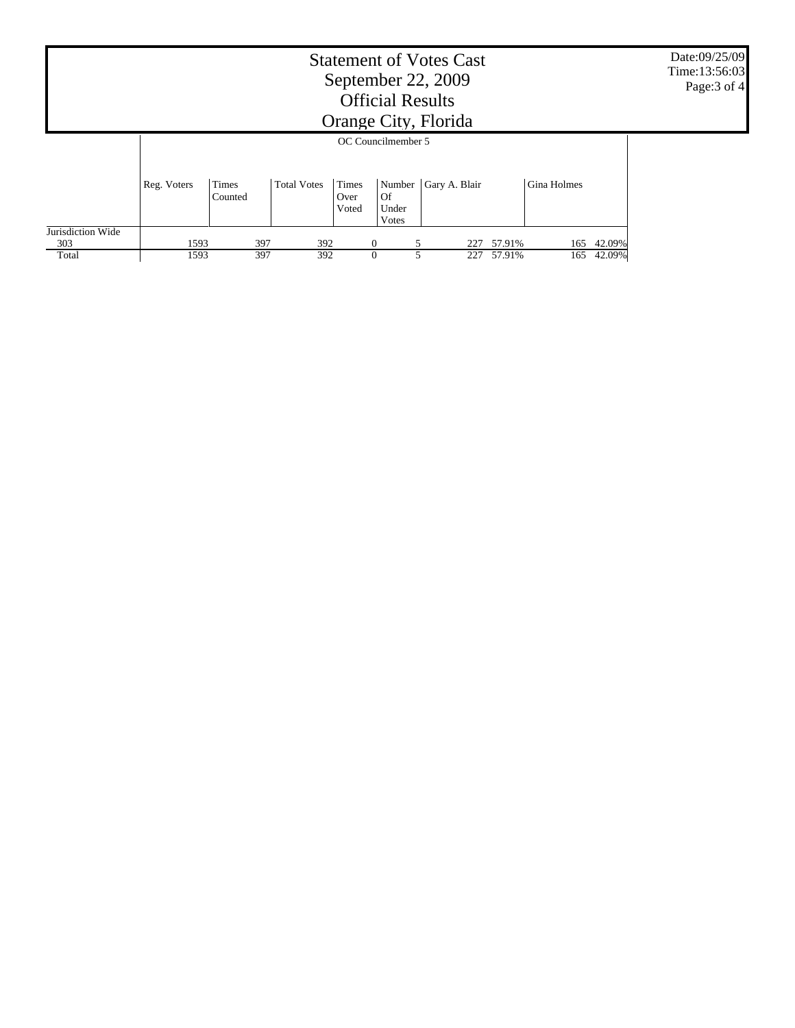# Statement of Votes Cast
# September 22, 2009
# Official Results
# Orange City, Florida

Date:09/25/09
Time:13:56:03

| | OC Councilmember 5 | | | | | | | | |
|---|---|---|---|---|---|---|---|---|---|
| | Reg. Voters | Times Counted | Total Votes | Times Over Voted | Number Of Under Votes | Gary A. Blair | | Gina Holmes | |
| Jurisdiction Wide | | | | | | | | | |
| 303 | 1593 | 397 | 392 | 0 | 5 | 227 | 57.91% | 165 | 42.09% |
| Total | 1593 | 397 | 392 | 0 | 5 | 227 | 57.91% | 165 | 42.09% |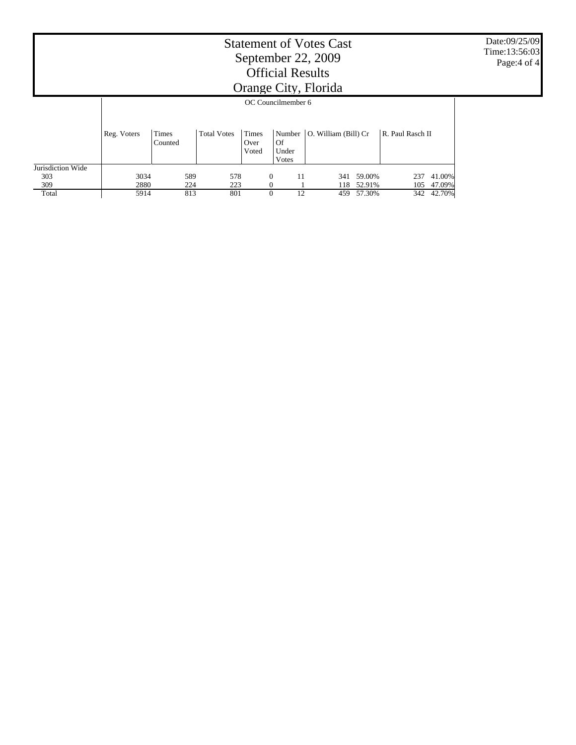# Statement of Votes Cast
## September 22, 2009
## Official Results
## Orange City, Florida

Date:09/25/09
Time:13:56:03

| | OC Councilmember 6 | | | | | | | | |
|---|---|---|---|---|---|---|---|---|---|
| | Reg. Voters | Times Counted | Total Votes | Times Over Voted | Number Of Under Votes | O. William (Bill) Cr | | R. Paul Rasch II | |
| Jurisdiction Wide | | | | | | | | | |
| 303 | 3034 | 589 | 578 | 0 | 11 | 341 | 59.00% | 237 | 41.00% |
| 309 | 2880 | 224 | 223 | 0 | 1 | 118 | 52.91% | 105 | 47.09% |
| Total | 5914 | 813 | 801 | 0 | 12 | 459 | 57.30% | 342 | 42.70% |